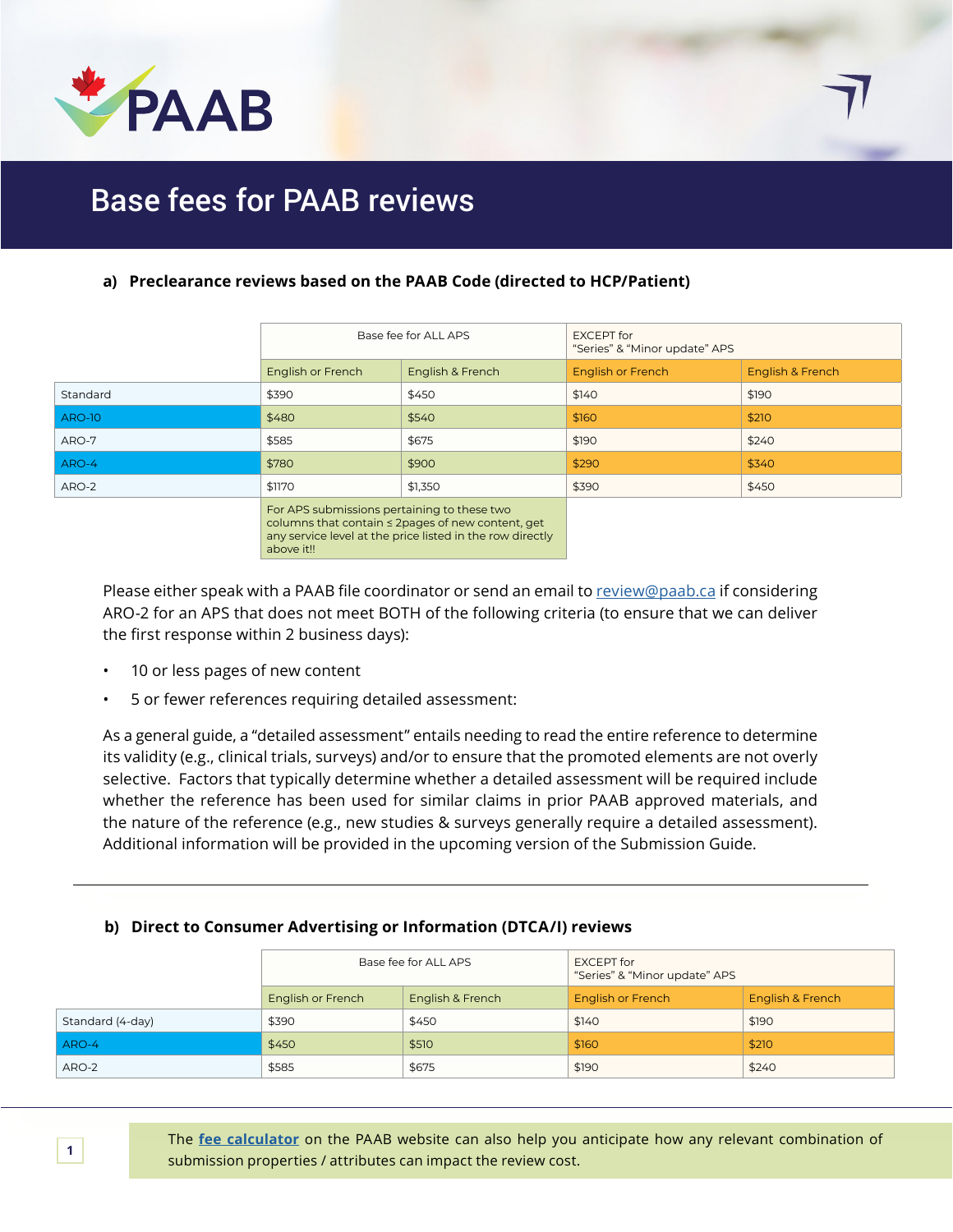# Base fees for PAAB reviews

## a) Preclearance reviews based on the PAAB Code (directed to HCP/Patient)

| | Base fee for ALL APS | | EXCEPT for "Series" & "Minor update" APS | |
|---|---|---|---|---|
| | English or French | English & French | English or French | English & French |
| Standard | $390 | $450 | $140 | $190 |
| ARO-10 | $480 | $540 | $160 | $210 |
| ARO-7 | $585 | $675 | $190 | $240 |
| ARO-4 | $780 | $900 | $290 | $340 |
| ARO-2 | $1170 | $1,350 | $390 | $450 |
| | For APS submissions pertaining to these two columns that contain ≤ 2pages of new content, get any service level at the price listed in the row directly above it!! | | | |

Please either speak with a PAAB file coordinator or send an email to review@paab.ca if considering ARO-2 for an APS that does not meet BOTH of the following criteria (to ensure that we can deliver the first response within 2 business days):

- 10 or less pages of new content
- 5 or fewer references requiring detailed assessment:

As a general guide, a "detailed assessment" entails needing to read the entire reference to determine its validity (e.g., clinical trials, surveys) and/or to ensure that the promoted elements are not overly selective. Factors that typically determine whether a detailed assessment will be required include whether the reference has been used for similar claims in prior PAAB approved materials, and the nature of the reference (e.g., new studies & surveys generally require a detailed assessment). Additional information will be provided in the upcoming version of the Submission Guide.

---

## b) Direct to Consumer Advertising or Information (DTCA/I) reviews

| | Base fee for ALL APS | | EXCEPT for "Series" & "Minor update" APS | |
|---|---|---|---|---|
| | English or French | English & French | English or French | English & French |
| Standard (4-day) | $390 | $450 | $140 | $190 |
| ARO-4 | $450 | $510 | $160 | $210 |
| ARO-2 | $585 | $675 | $190 | $240 |

The **fee calculator** on the PAAB website can also help you anticipate how any relevant combination of submission properties / attributes can impact the review cost.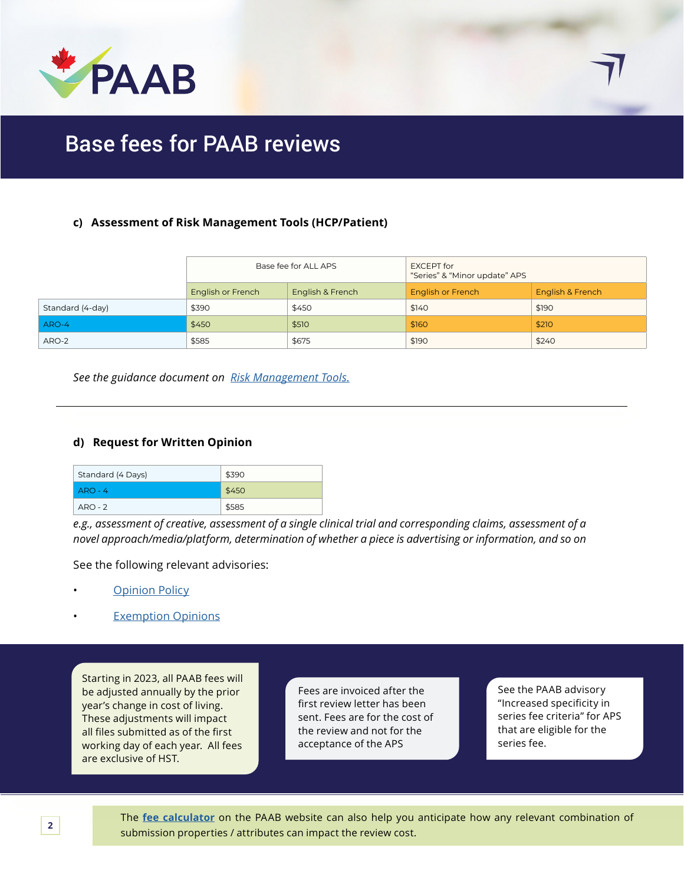# Base fees for PAAB reviews

### c) Assessment of Risk Management Tools (HCP/Patient)

| | Base fee for ALL APS | | EXCEPT for "Series" & "Minor update" APS | |
|---|---|---|---|---|
| | English or French | English & French | English or French | English & French |
| Standard (4-day) | $390 | $450 | $140 | $190 |
| ARO-4 | $450 | $510 | $160 | $210 |
| ARO-2 | $585 | $675 | $190 | $240 |

*See the guidance document on [Risk Management Tools.](#)*

---

### d) Request for Written Opinion

| Standard (4 Days) | $390 |
|---|---|
| ARO - 4 | $450 |
| ARO - 2 | $585 |

*e.g., assessment of creative, assessment of a single clinical trial and corresponding claims, assessment of a novel approach/media/platform, determination of whether a piece is advertising or information, and so on*

See the following relevant advisories:

- [Opinion Policy](#)
- [Exemption Opinions](#)

Starting in 2023, all PAAB fees will be adjusted annually by the prior year's change in cost of living. These adjustments will impact all files submitted as of the first working day of each year. All fees are exclusive of HST.

Fees are invoiced after the first review letter has been sent. Fees are for the cost of the review and not for the acceptance of the APS

See the PAAB advisory "Increased specificity in series fee criteria" for APS that are eligible for the series fee.

The **[fee calculator](#)** on the PAAB website can also help you anticipate how any relevant combination of submission properties / attributes can impact the review cost.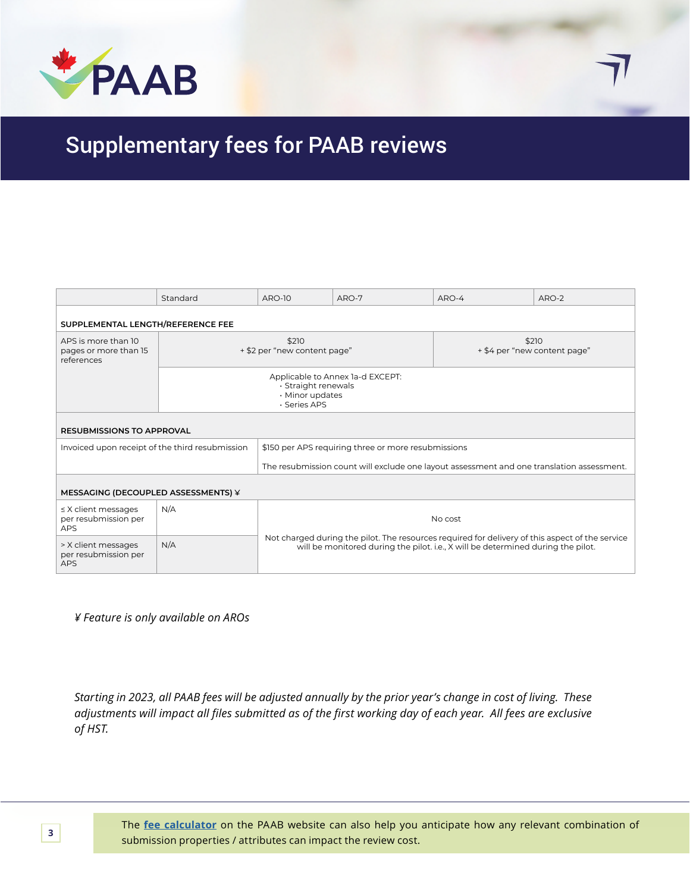# Supplementary fees for PAAB reviews

| | Standard | ARO-10 | ARO-7 | ARO-4 | ARO-2 |
|---|---|---|---|---|---|
| **SUPPLEMENTAL LENGTH/REFERENCE FEE** | | | | | |
| APS is more than 10 pages or more than 15 references | $210 + $2 per "new content page" | | | $210 + $4 per "new content page" | |
| | Applicable to Annex 1a-d EXCEPT: · Straight renewals · Minor updates · Series APS | | | | |
| **RESUBMISSIONS TO APPROVAL** | | | | | |
| Invoiced upon receipt of the third resubmission | | $150 per APS requiring three or more resubmissions. The resubmission count will exclude one layout assessment and one translation assessment. | | | |
| **MESSAGING (DECOUPLED ASSESSMENTS) ¥** | | | | | |
| ≤ X client messages per resubmission per APS | N/A | No cost. Not charged during the pilot. The resources required for delivery of this aspect of the service will be monitored during the pilot. i.e., X will be determined during the pilot. | | | |
| > X client messages per resubmission per APS | N/A | | | | |

*¥ Feature is only available on AROs*

*Starting in 2023, all PAAB fees will be adjusted annually by the prior year's change in cost of living. These adjustments will impact all files submitted as of the first working day of each year. All fees are exclusive of HST.*

The **fee calculator** on the PAAB website can also help you anticipate how any relevant combination of submission properties / attributes can impact the review cost.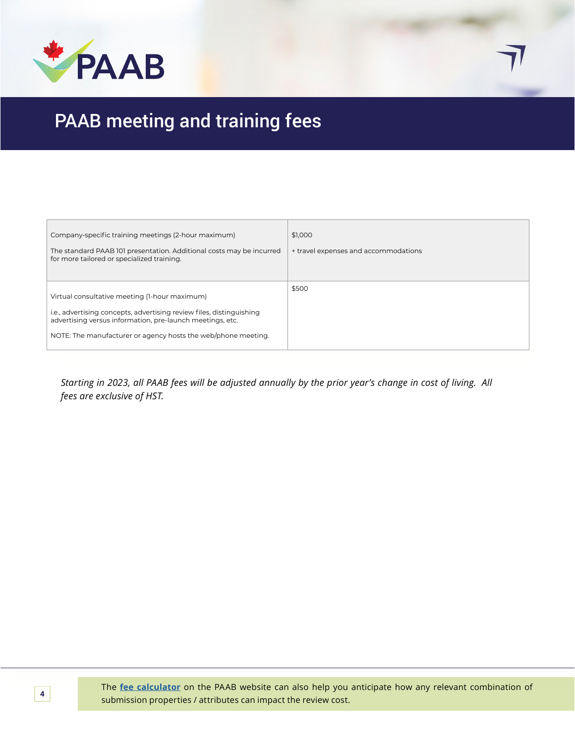# PAAB meeting and training fees

| | |
|---|---|
| Company-specific training meetings (2-hour maximum)<br><br>The standard PAAB 101 presentation. Additional costs may be incurred for more tailored or specialized training. | $1,000<br><br>+ travel expenses and accommodations |
| Virtual consultative meeting (1-hour maximum)<br><br>i.e., advertising concepts, advertising review files, distinguishing advertising versus information, pre-launch meetings, etc.<br><br>NOTE: The manufacturer or agency hosts the web/phone meeting. | $500 |

*Starting in 2023, all PAAB fees will be adjusted annually by the prior year's change in cost of living. All fees are exclusive of HST.*

The **fee calculator** on the PAAB website can also help you anticipate how any relevant combination of submission properties / attributes can impact the review cost.